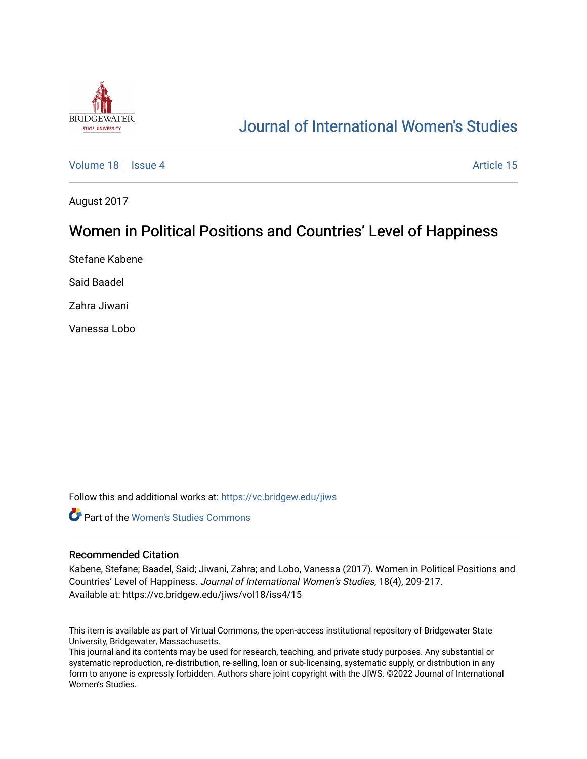# Journal of International Women's Studies

Volume 18 | Issue 4 | Article 15

August 2017

## Women in Political Positions and Countries' Level of Happiness

Stefane Kabene

Said Baadel

Zahra Jiwani

Vanessa Lobo

Follow this and additional works at: https://vc.bridgew.edu/jiws

Part of the Women's Studies Commons

### Recommended Citation

Kabene, Stefane; Baadel, Said; Jiwani, Zahra; and Lobo, Vanessa (2017). Women in Political Positions and Countries' Level of Happiness. *Journal of International Women's Studies*, 18(4), 209-217.
Available at: https://vc.bridgew.edu/jiws/vol18/iss4/15

This item is available as part of Virtual Commons, the open-access institutional repository of Bridgewater State University, Bridgewater, Massachusetts.
This journal and its contents may be used for research, teaching, and private study purposes. Any substantial or systematic reproduction, re-distribution, re-selling, loan or sub-licensing, systematic supply, or distribution in any form to anyone is expressly forbidden. Authors share joint copyright with the JIWS. ©2022 Journal of International Women's Studies.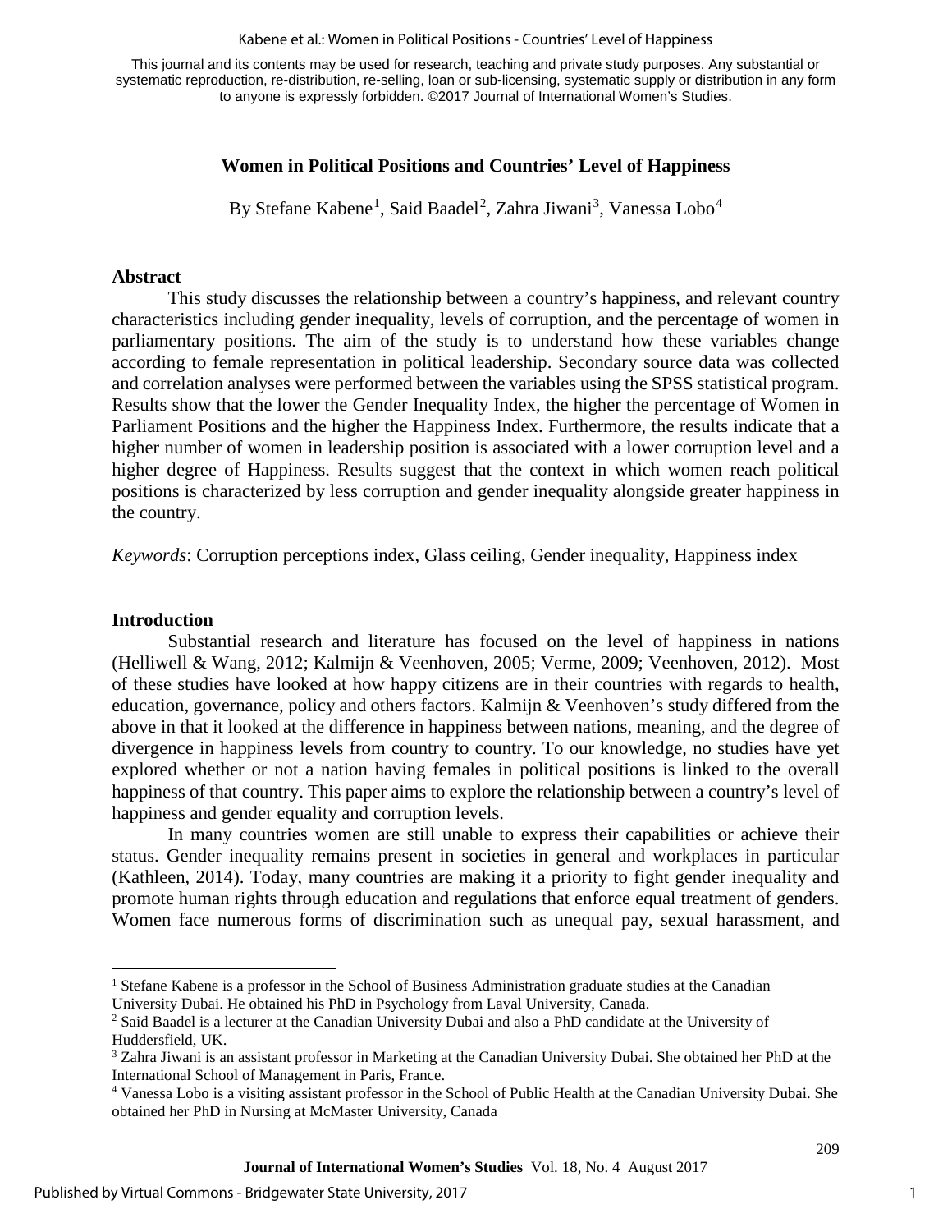This journal and its contents may be used for research, teaching and private study purposes. Any substantial or systematic reproduction, re-distribution, re-selling, loan or sub-licensing, systematic supply or distribution in any form to anyone is expressly forbidden. ©2017 Journal of International Women's Studies.

## Women in Political Positions and Countries' Level of Happiness

By Stefane Kabene[1], Said Baadel[2], Zahra Jiwani[3], Vanessa Lobo[4]

### Abstract

This study discusses the relationship between a country's happiness, and relevant country characteristics including gender inequality, levels of corruption, and the percentage of women in parliamentary positions. The aim of the study is to understand how these variables change according to female representation in political leadership. Secondary source data was collected and correlation analyses were performed between the variables using the SPSS statistical program. Results show that the lower the Gender Inequality Index, the higher the percentage of Women in Parliament Positions and the higher the Happiness Index. Furthermore, the results indicate that a higher number of women in leadership position is associated with a lower corruption level and a higher degree of Happiness. Results suggest that the context in which women reach political positions is characterized by less corruption and gender inequality alongside greater happiness in the country.

*Keywords*: Corruption perceptions index, Glass ceiling, Gender inequality, Happiness index

### Introduction

Substantial research and literature has focused on the level of happiness in nations (Helliwell & Wang, 2012; Kalmijn & Veenhoven, 2005; Verme, 2009; Veenhoven, 2012). Most of these studies have looked at how happy citizens are in their countries with regards to health, education, governance, policy and others factors. Kalmijn & Veenhoven's study differed from the above in that it looked at the difference in happiness between nations, meaning, and the degree of divergence in happiness levels from country to country. To our knowledge, no studies have yet explored whether or not a nation having females in political positions is linked to the overall happiness of that country. This paper aims to explore the relationship between a country's level of happiness and gender equality and corruption levels.

In many countries women are still unable to express their capabilities or achieve their status. Gender inequality remains present in societies in general and workplaces in particular (Kathleen, 2014). Today, many countries are making it a priority to fight gender inequality and promote human rights through education and regulations that enforce equal treatment of genders. Women face numerous forms of discrimination such as unequal pay, sexual harassment, and

---

[1] Stefane Kabene is a professor in the School of Business Administration graduate studies at the Canadian University Dubai. He obtained his PhD in Psychology from Laval University, Canada.

[2] Said Baadel is a lecturer at the Canadian University Dubai and also a PhD candidate at the University of Huddersfield, UK.

[3] Zahra Jiwani is an assistant professor in Marketing at the Canadian University Dubai. She obtained her PhD at the International School of Management in Paris, France.

[4] Vanessa Lobo is a visiting assistant professor in the School of Public Health at the Canadian University Dubai. She obtained her PhD in Nursing at McMaster University, Canada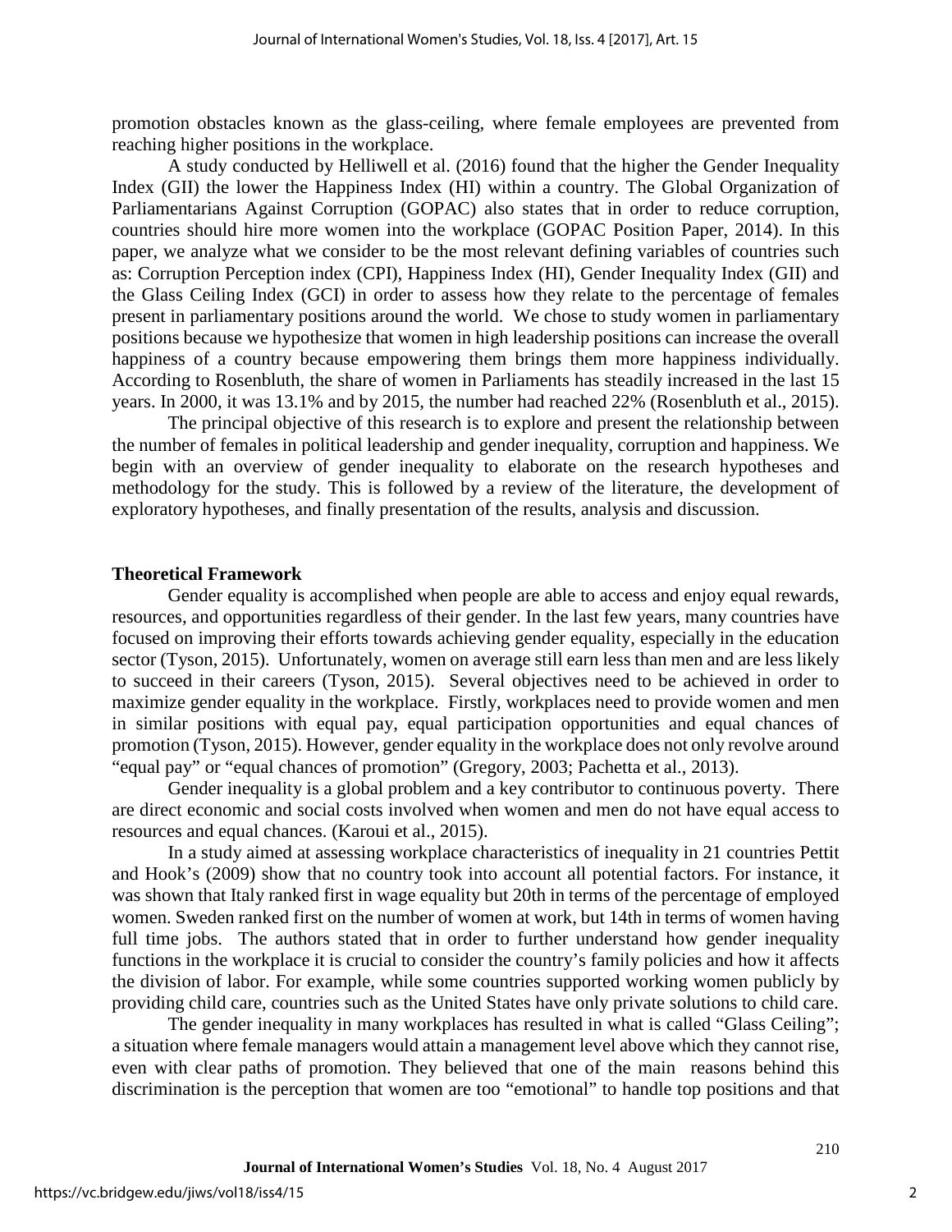promotion obstacles known as the glass-ceiling, where female employees are prevented from reaching higher positions in the workplace.

A study conducted by Helliwell et al. (2016) found that the higher the Gender Inequality Index (GII) the lower the Happiness Index (HI) within a country. The Global Organization of Parliamentarians Against Corruption (GOPAC) also states that in order to reduce corruption, countries should hire more women into the workplace (GOPAC Position Paper, 2014). In this paper, we analyze what we consider to be the most relevant defining variables of countries such as: Corruption Perception index (CPI), Happiness Index (HI), Gender Inequality Index (GII) and the Glass Ceiling Index (GCI) in order to assess how they relate to the percentage of females present in parliamentary positions around the world. We chose to study women in parliamentary positions because we hypothesize that women in high leadership positions can increase the overall happiness of a country because empowering them brings them more happiness individually. According to Rosenbluth, the share of women in Parliaments has steadily increased in the last 15 years. In 2000, it was 13.1% and by 2015, the number had reached 22% (Rosenbluth et al., 2015).

The principal objective of this research is to explore and present the relationship between the number of females in political leadership and gender inequality, corruption and happiness. We begin with an overview of gender inequality to elaborate on the research hypotheses and methodology for the study. This is followed by a review of the literature, the development of exploratory hypotheses, and finally presentation of the results, analysis and discussion.

## Theoretical Framework

Gender equality is accomplished when people are able to access and enjoy equal rewards, resources, and opportunities regardless of their gender. In the last few years, many countries have focused on improving their efforts towards achieving gender equality, especially in the education sector (Tyson, 2015). Unfortunately, women on average still earn less than men and are less likely to succeed in their careers (Tyson, 2015). Several objectives need to be achieved in order to maximize gender equality in the workplace. Firstly, workplaces need to provide women and men in similar positions with equal pay, equal participation opportunities and equal chances of promotion (Tyson, 2015). However, gender equality in the workplace does not only revolve around "equal pay" or "equal chances of promotion" (Gregory, 2003; Pachetta et al., 2013).

Gender inequality is a global problem and a key contributor to continuous poverty. There are direct economic and social costs involved when women and men do not have equal access to resources and equal chances. (Karoui et al., 2015).

In a study aimed at assessing workplace characteristics of inequality in 21 countries Pettit and Hook's (2009) show that no country took into account all potential factors. For instance, it was shown that Italy ranked first in wage equality but 20th in terms of the percentage of employed women. Sweden ranked first on the number of women at work, but 14th in terms of women having full time jobs. The authors stated that in order to further understand how gender inequality functions in the workplace it is crucial to consider the country's family policies and how it affects the division of labor. For example, while some countries supported working women publicly by providing child care, countries such as the United States have only private solutions to child care.

The gender inequality in many workplaces has resulted in what is called "Glass Ceiling"; a situation where female managers would attain a management level above which they cannot rise, even with clear paths of promotion. They believed that one of the main reasons behind this discrimination is the perception that women are too "emotional" to handle top positions and that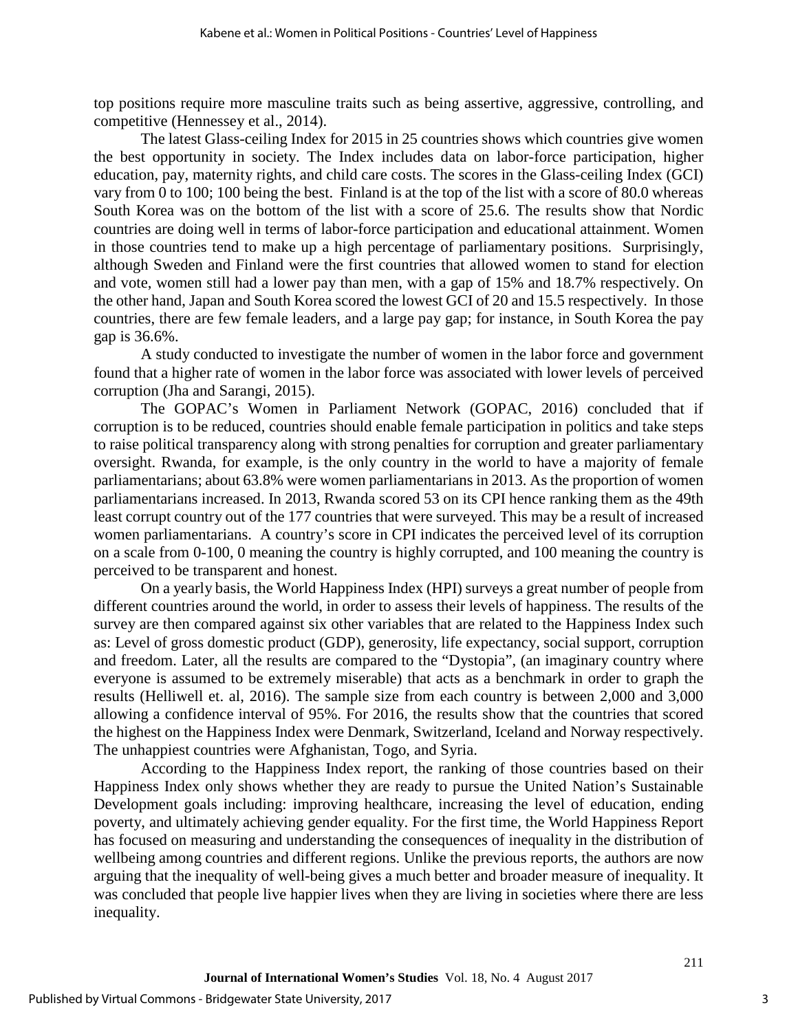top positions require more masculine traits such as being assertive, aggressive, controlling, and competitive (Hennessey et al., 2014).

The latest Glass-ceiling Index for 2015 in 25 countries shows which countries give women the best opportunity in society. The Index includes data on labor-force participation, higher education, pay, maternity rights, and child care costs. The scores in the Glass-ceiling Index (GCI) vary from 0 to 100; 100 being the best. Finland is at the top of the list with a score of 80.0 whereas South Korea was on the bottom of the list with a score of 25.6. The results show that Nordic countries are doing well in terms of labor-force participation and educational attainment. Women in those countries tend to make up a high percentage of parliamentary positions. Surprisingly, although Sweden and Finland were the first countries that allowed women to stand for election and vote, women still had a lower pay than men, with a gap of 15% and 18.7% respectively. On the other hand, Japan and South Korea scored the lowest GCI of 20 and 15.5 respectively. In those countries, there are few female leaders, and a large pay gap; for instance, in South Korea the pay gap is 36.6%.

A study conducted to investigate the number of women in the labor force and government found that a higher rate of women in the labor force was associated with lower levels of perceived corruption (Jha and Sarangi, 2015).

The GOPAC's Women in Parliament Network (GOPAC, 2016) concluded that if corruption is to be reduced, countries should enable female participation in politics and take steps to raise political transparency along with strong penalties for corruption and greater parliamentary oversight. Rwanda, for example, is the only country in the world to have a majority of female parliamentarians; about 63.8% were women parliamentarians in 2013. As the proportion of women parliamentarians increased. In 2013, Rwanda scored 53 on its CPI hence ranking them as the 49th least corrupt country out of the 177 countries that were surveyed. This may be a result of increased women parliamentarians. A country's score in CPI indicates the perceived level of its corruption on a scale from 0-100, 0 meaning the country is highly corrupted, and 100 meaning the country is perceived to be transparent and honest.

On a yearly basis, the World Happiness Index (HPI) surveys a great number of people from different countries around the world, in order to assess their levels of happiness. The results of the survey are then compared against six other variables that are related to the Happiness Index such as: Level of gross domestic product (GDP), generosity, life expectancy, social support, corruption and freedom. Later, all the results are compared to the "Dystopia", (an imaginary country where everyone is assumed to be extremely miserable) that acts as a benchmark in order to graph the results (Helliwell et. al, 2016). The sample size from each country is between 2,000 and 3,000 allowing a confidence interval of 95%. For 2016, the results show that the countries that scored the highest on the Happiness Index were Denmark, Switzerland, Iceland and Norway respectively. The unhappiest countries were Afghanistan, Togo, and Syria.

According to the Happiness Index report, the ranking of those countries based on their Happiness Index only shows whether they are ready to pursue the United Nation's Sustainable Development goals including: improving healthcare, increasing the level of education, ending poverty, and ultimately achieving gender equality. For the first time, the World Happiness Report has focused on measuring and understanding the consequences of inequality in the distribution of wellbeing among countries and different regions. Unlike the previous reports, the authors are now arguing that the inequality of well-being gives a much better and broader measure of inequality. It was concluded that people live happier lives when they are living in societies where there are less inequality.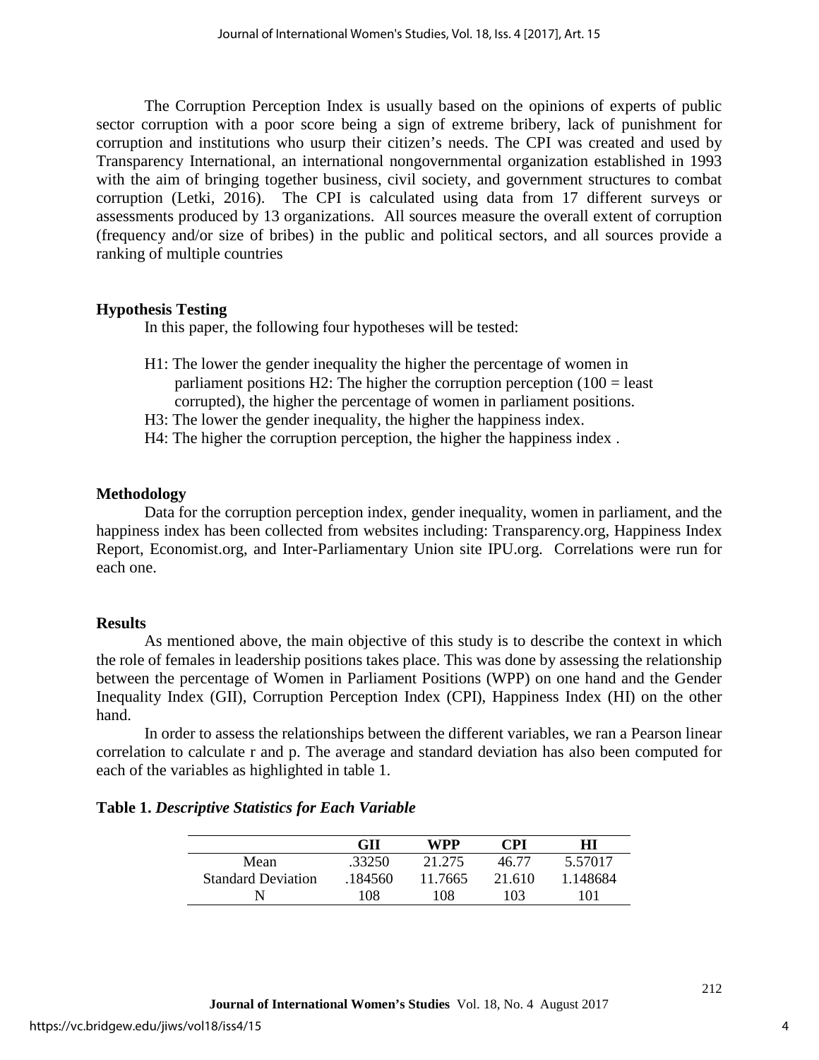The Corruption Perception Index is usually based on the opinions of experts of public sector corruption with a poor score being a sign of extreme bribery, lack of punishment for corruption and institutions who usurp their citizen's needs. The CPI was created and used by Transparency International, an international nongovernmental organization established in 1993 with the aim of bringing together business, civil society, and government structures to combat corruption (Letki, 2016). The CPI is calculated using data from 17 different surveys or assessments produced by 13 organizations. All sources measure the overall extent of corruption (frequency and/or size of bribes) in the public and political sectors, and all sources provide a ranking of multiple countries

## Hypothesis Testing

In this paper, the following four hypotheses will be tested:

H1: The lower the gender inequality the higher the percentage of women in parliament positions H2: The higher the corruption perception (100 = least corrupted), the higher the percentage of women in parliament positions.

H3: The lower the gender inequality, the higher the happiness index.

H4: The higher the corruption perception, the higher the happiness index .

## Methodology

Data for the corruption perception index, gender inequality, women in parliament, and the happiness index has been collected from websites including: Transparency.org, Happiness Index Report, Economist.org, and Inter-Parliamentary Union site IPU.org. Correlations were run for each one.

## Results

As mentioned above, the main objective of this study is to describe the context in which the role of females in leadership positions takes place. This was done by assessing the relationship between the percentage of Women in Parliament Positions (WPP) on one hand and the Gender Inequality Index (GII), Corruption Perception Index (CPI), Happiness Index (HI) on the other hand.

In order to assess the relationships between the different variables, we ran a Pearson linear correlation to calculate r and p. The average and standard deviation has also been computed for each of the variables as highlighted in table 1.

**Table 1.** ***Descriptive Statistics for Each Variable***

| | GII | WPP | CPI | HI |
|---|---|---|---|---|
| Mean | .33250 | 21.275 | 46.77 | 5.57017 |
| Standard Deviation | .184560 | 11.7665 | 21.610 | 1.148684 |
| N | 108 | 108 | 103 | 101 |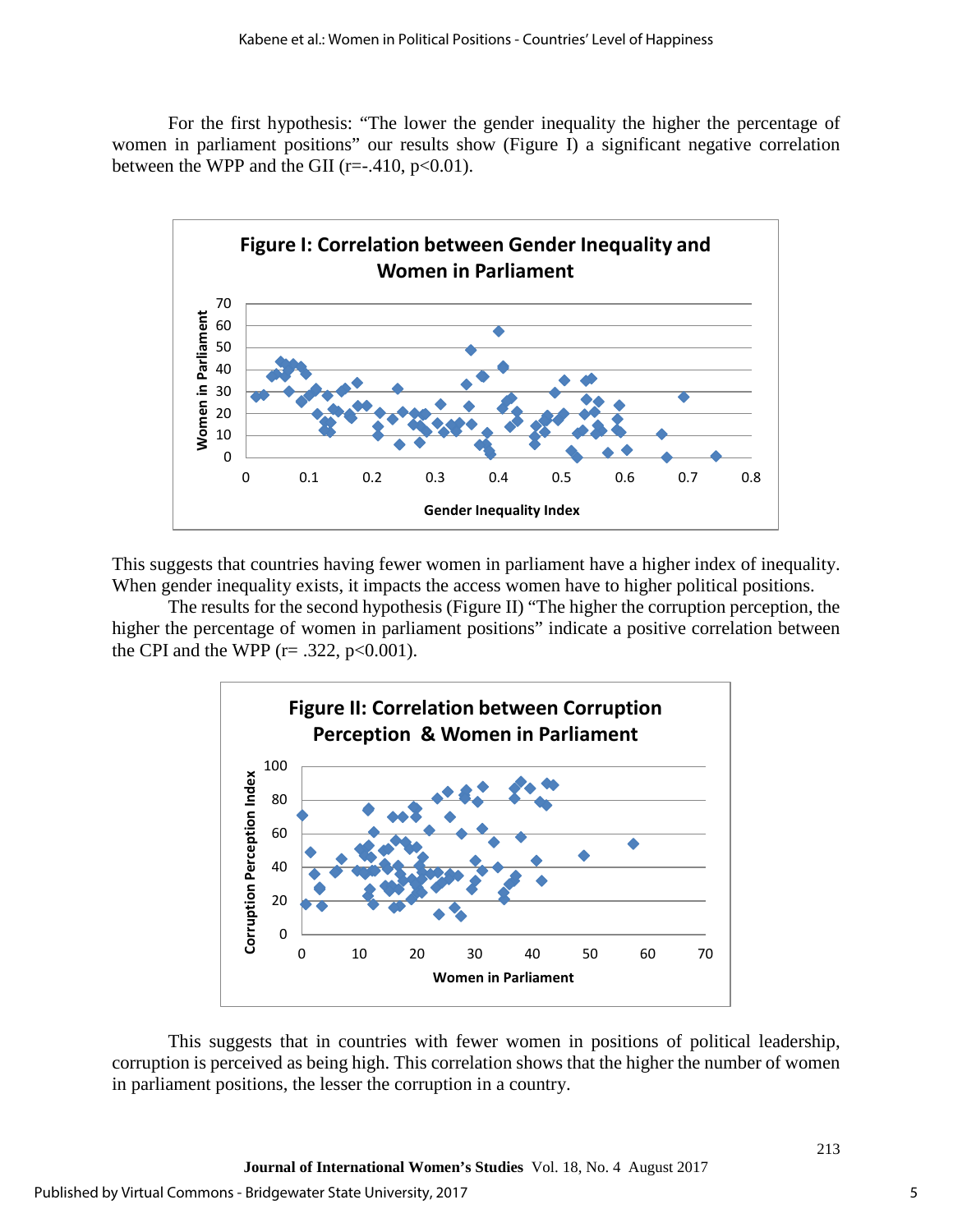For the first hypothesis: "The lower the gender inequality the higher the percentage of women in parliament positions" our results show (Figure I) a significant negative correlation between the WPP and the GII ($r=-.410$, $p<0.01$).

**Figure I: Correlation between Gender Inequality and Women in Parliament**

This suggests that countries having fewer women in parliament have a higher index of inequality. When gender inequality exists, it impacts the access women have to higher political positions.

The results for the second hypothesis (Figure II) "The higher the corruption perception, the higher the percentage of women in parliament positions" indicate a positive correlation between the CPI and the WPP ($r= .322$, $p<0.001$).

**Figure II: Correlation between Corruption Perception & Women in Parliament**

This suggests that in countries with fewer women in positions of political leadership, corruption is perceived as being high. This correlation shows that the higher the number of women in parliament positions, the lesser the corruption in a country.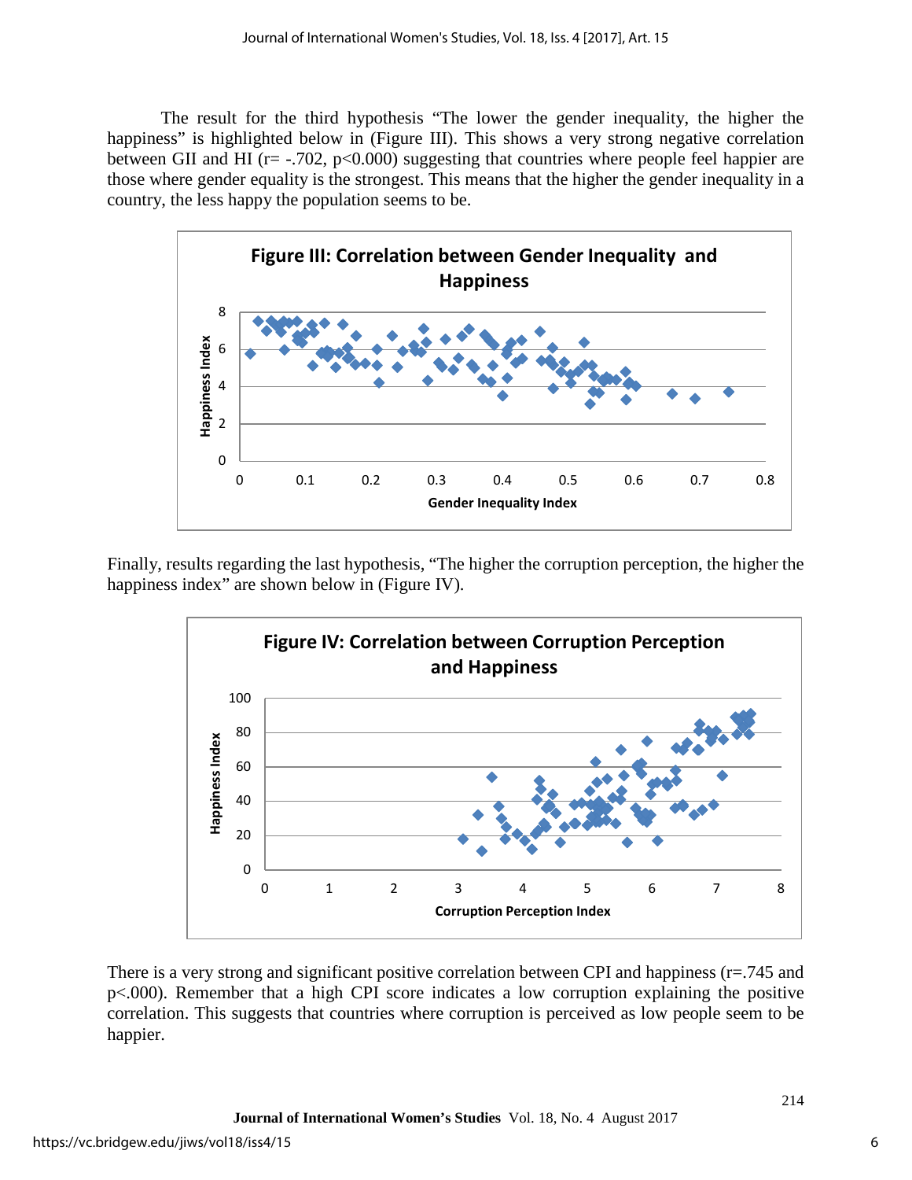The result for the third hypothesis "The lower the gender inequality, the higher the happiness" is highlighted below in (Figure III). This shows a very strong negative correlation between GII and HI (r= -.702, p<0.000) suggesting that countries where people feel happier are those where gender equality is the strongest. This means that the higher the gender inequality in a country, the less happy the population seems to be.

**Figure III: Correlation between Gender Inequality and Happiness**

Finally, results regarding the last hypothesis, "The higher the corruption perception, the higher the happiness index" are shown below in (Figure IV).

**Figure IV: Correlation between Corruption Perception and Happiness**

There is a very strong and significant positive correlation between CPI and happiness (r=.745 and p<.000). Remember that a high CPI score indicates a low corruption explaining the positive correlation. This suggests that countries where corruption is perceived as low people seem to be happier.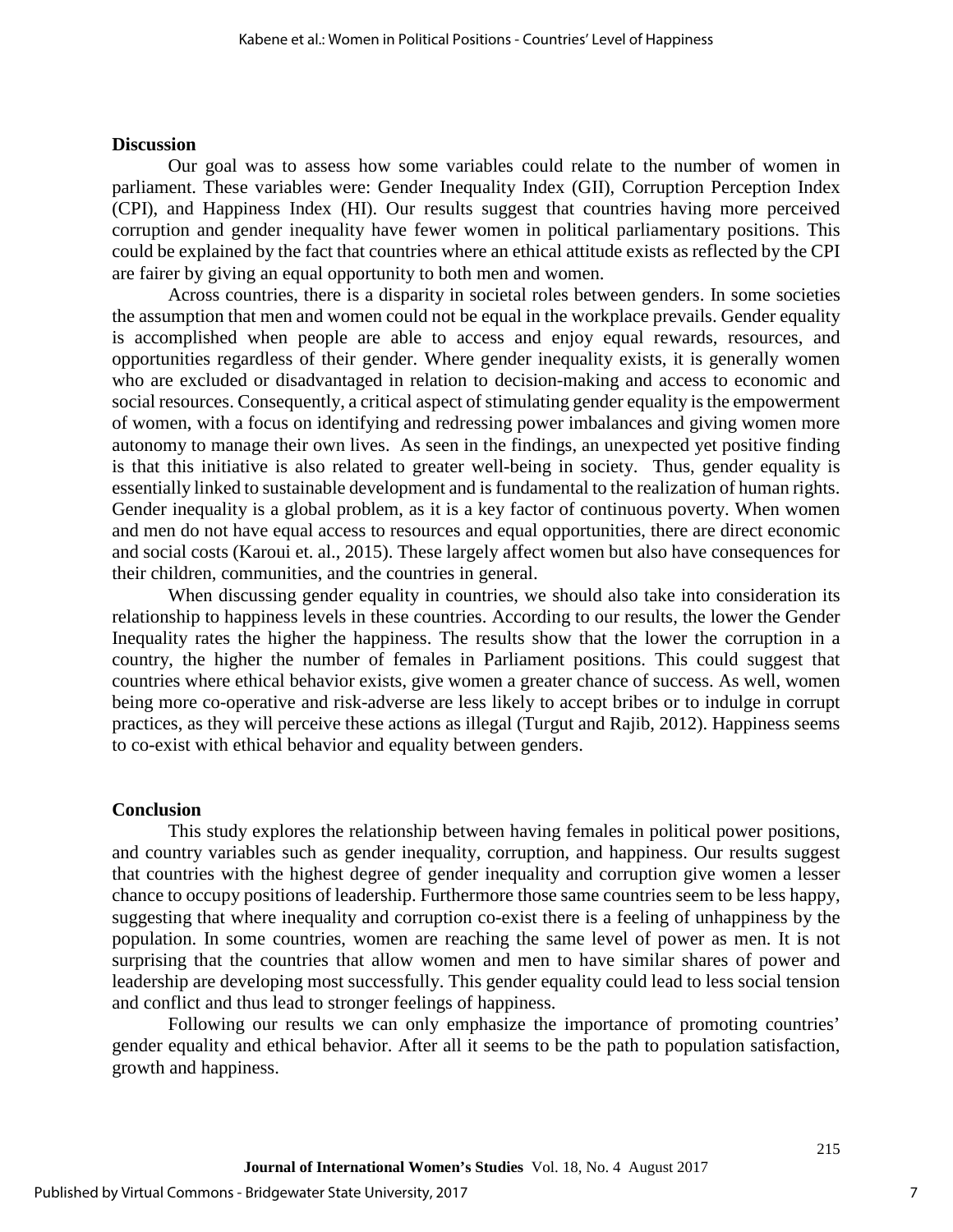## Discussion

Our goal was to assess how some variables could relate to the number of women in parliament. These variables were: Gender Inequality Index (GII), Corruption Perception Index (CPI), and Happiness Index (HI). Our results suggest that countries having more perceived corruption and gender inequality have fewer women in political parliamentary positions. This could be explained by the fact that countries where an ethical attitude exists as reflected by the CPI are fairer by giving an equal opportunity to both men and women.

Across countries, there is a disparity in societal roles between genders. In some societies the assumption that men and women could not be equal in the workplace prevails. Gender equality is accomplished when people are able to access and enjoy equal rewards, resources, and opportunities regardless of their gender. Where gender inequality exists, it is generally women who are excluded or disadvantaged in relation to decision-making and access to economic and social resources. Consequently, a critical aspect of stimulating gender equality is the empowerment of women, with a focus on identifying and redressing power imbalances and giving women more autonomy to manage their own lives. As seen in the findings, an unexpected yet positive finding is that this initiative is also related to greater well-being in society. Thus, gender equality is essentially linked to sustainable development and is fundamental to the realization of human rights. Gender inequality is a global problem, as it is a key factor of continuous poverty. When women and men do not have equal access to resources and equal opportunities, there are direct economic and social costs (Karoui et. al., 2015). These largely affect women but also have consequences for their children, communities, and the countries in general.

When discussing gender equality in countries, we should also take into consideration its relationship to happiness levels in these countries. According to our results, the lower the Gender Inequality rates the higher the happiness. The results show that the lower the corruption in a country, the higher the number of females in Parliament positions. This could suggest that countries where ethical behavior exists, give women a greater chance of success. As well, women being more co-operative and risk-adverse are less likely to accept bribes or to indulge in corrupt practices, as they will perceive these actions as illegal (Turgut and Rajib, 2012). Happiness seems to co-exist with ethical behavior and equality between genders.

## Conclusion

This study explores the relationship between having females in political power positions, and country variables such as gender inequality, corruption, and happiness. Our results suggest that countries with the highest degree of gender inequality and corruption give women a lesser chance to occupy positions of leadership. Furthermore those same countries seem to be less happy, suggesting that where inequality and corruption co-exist there is a feeling of unhappiness by the population. In some countries, women are reaching the same level of power as men. It is not surprising that the countries that allow women and men to have similar shares of power and leadership are developing most successfully. This gender equality could lead to less social tension and conflict and thus lead to stronger feelings of happiness.

Following our results we can only emphasize the importance of promoting countries' gender equality and ethical behavior. After all it seems to be the path to population satisfaction, growth and happiness.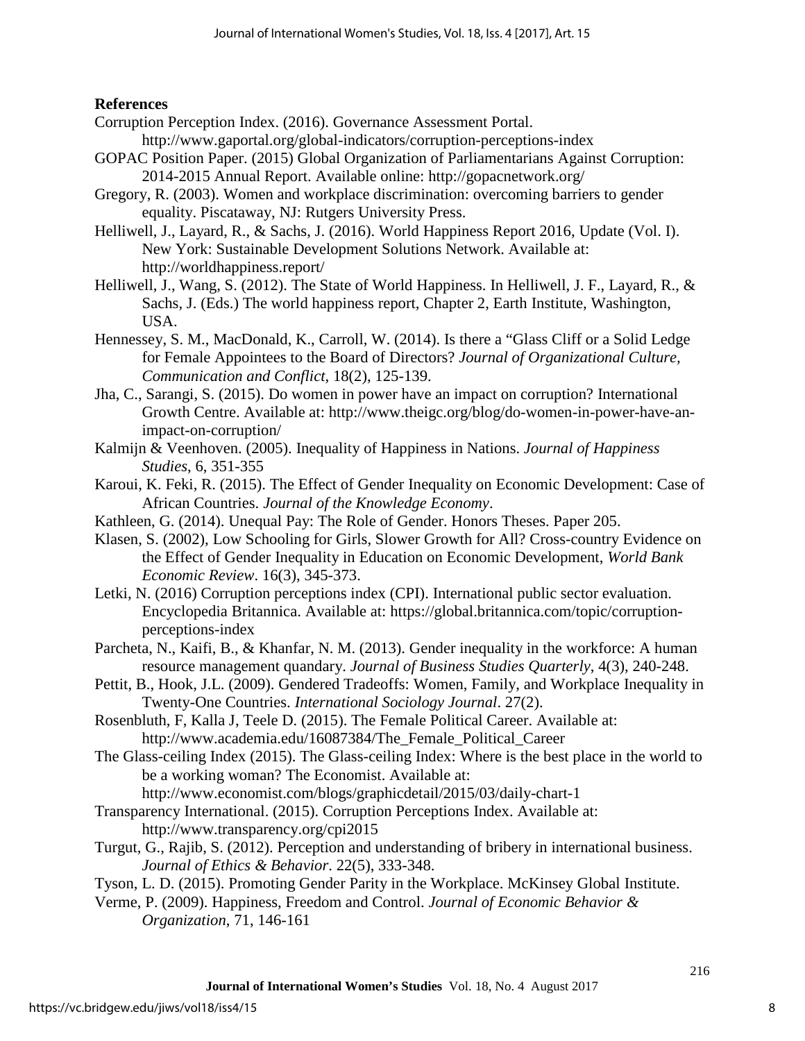**References**

Corruption Perception Index. (2016). Governance Assessment Portal. http://www.gaportal.org/global-indicators/corruption-perceptions-index

GOPAC Position Paper. (2015) Global Organization of Parliamentarians Against Corruption: 2014-2015 Annual Report. Available online: http://gopacnetwork.org/

Gregory, R. (2003). Women and workplace discrimination: overcoming barriers to gender equality. Piscataway, NJ: Rutgers University Press.

Helliwell, J., Layard, R., & Sachs, J. (2016). World Happiness Report 2016, Update (Vol. I). New York: Sustainable Development Solutions Network. Available at: http://worldhappiness.report/

Helliwell, J., Wang, S. (2012). The State of World Happiness. In Helliwell, J. F., Layard, R., & Sachs, J. (Eds.) The world happiness report, Chapter 2, Earth Institute, Washington, USA.

Hennessey, S. M., MacDonald, K., Carroll, W. (2014). Is there a "Glass Cliff or a Solid Ledge for Female Appointees to the Board of Directors? *Journal of Organizational Culture, Communication and Conflict*, 18(2), 125-139.

Jha, C., Sarangi, S. (2015). Do women in power have an impact on corruption? International Growth Centre. Available at: http://www.theigc.org/blog/do-women-in-power-have-an-impact-on-corruption/

Kalmijn & Veenhoven. (2005). Inequality of Happiness in Nations. *Journal of Happiness Studies*, 6, 351-355

Karoui, K. Feki, R. (2015). The Effect of Gender Inequality on Economic Development: Case of African Countries. *Journal of the Knowledge Economy*.

Kathleen, G. (2014). Unequal Pay: The Role of Gender. Honors Theses. Paper 205.

Klasen, S. (2002), Low Schooling for Girls, Slower Growth for All? Cross-country Evidence on the Effect of Gender Inequality in Education on Economic Development, *World Bank Economic Review*. 16(3), 345-373.

Letki, N. (2016) Corruption perceptions index (CPI). International public sector evaluation. Encyclopedia Britannica. Available at: https://global.britannica.com/topic/corruption-perceptions-index

Parcheta, N., Kaifi, B., & Khanfar, N. M. (2013). Gender inequality in the workforce: A human resource management quandary. *Journal of Business Studies Quarterly*, 4(3), 240-248.

Pettit, B., Hook, J.L. (2009). Gendered Tradeoffs: Women, Family, and Workplace Inequality in Twenty-One Countries. *International Sociology Journal*. 27(2).

Rosenbluth, F, Kalla J, Teele D. (2015). The Female Political Career. Available at: http://www.academia.edu/16087384/The_Female_Political_Career

The Glass-ceiling Index (2015). The Glass-ceiling Index: Where is the best place in the world to be a working woman? The Economist. Available at: http://www.economist.com/blogs/graphicdetail/2015/03/daily-chart-1

Transparency International. (2015). Corruption Perceptions Index. Available at: http://www.transparency.org/cpi2015

Turgut, G., Rajib, S. (2012). Perception and understanding of bribery in international business. *Journal of Ethics & Behavior*. 22(5), 333-348.

Tyson, L. D. (2015). Promoting Gender Parity in the Workplace. McKinsey Global Institute.

Verme, P. (2009). Happiness, Freedom and Control. *Journal of Economic Behavior & Organization*, 71, 146-161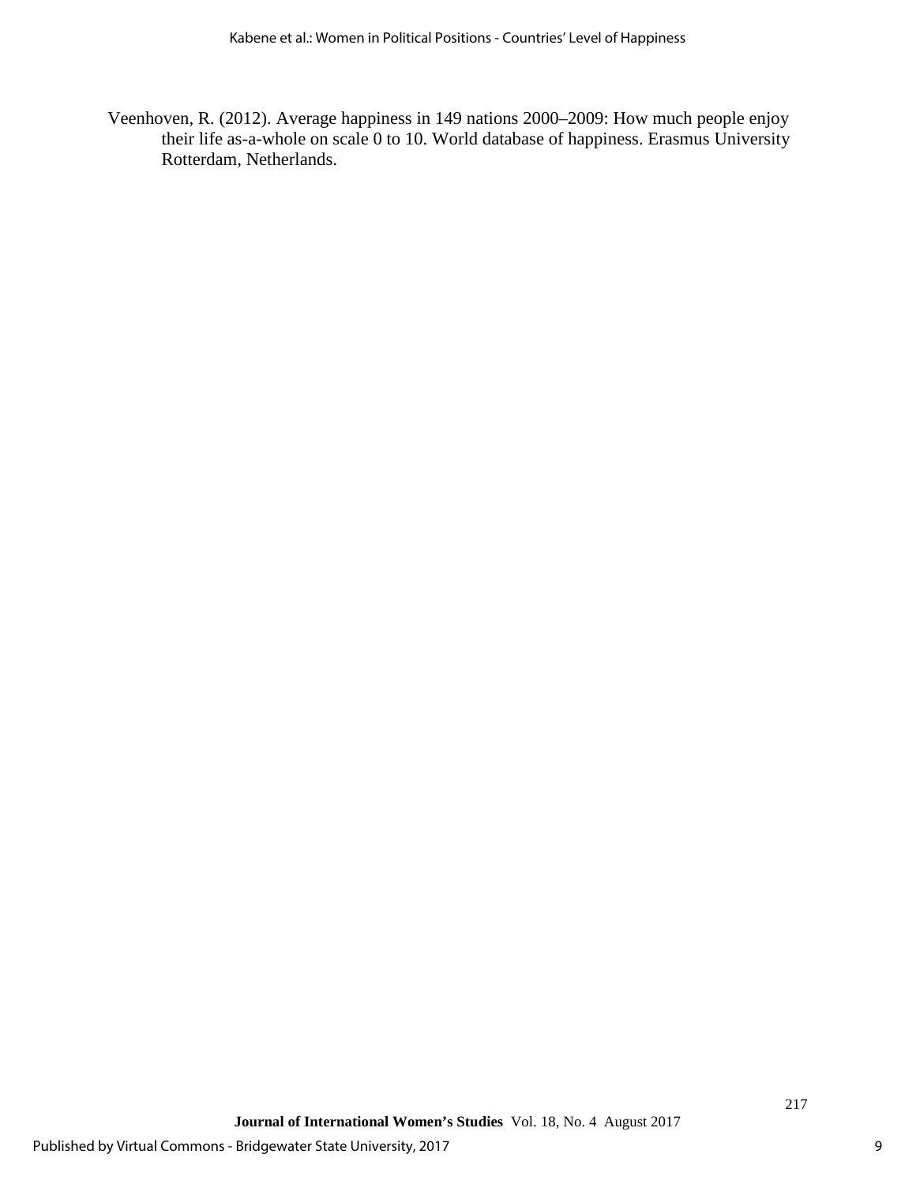Veenhoven, R. (2012). Average happiness in 149 nations 2000–2009: How much people enjoy their life as-a-whole on scale 0 to 10. World database of happiness. Erasmus University Rotterdam, Netherlands.